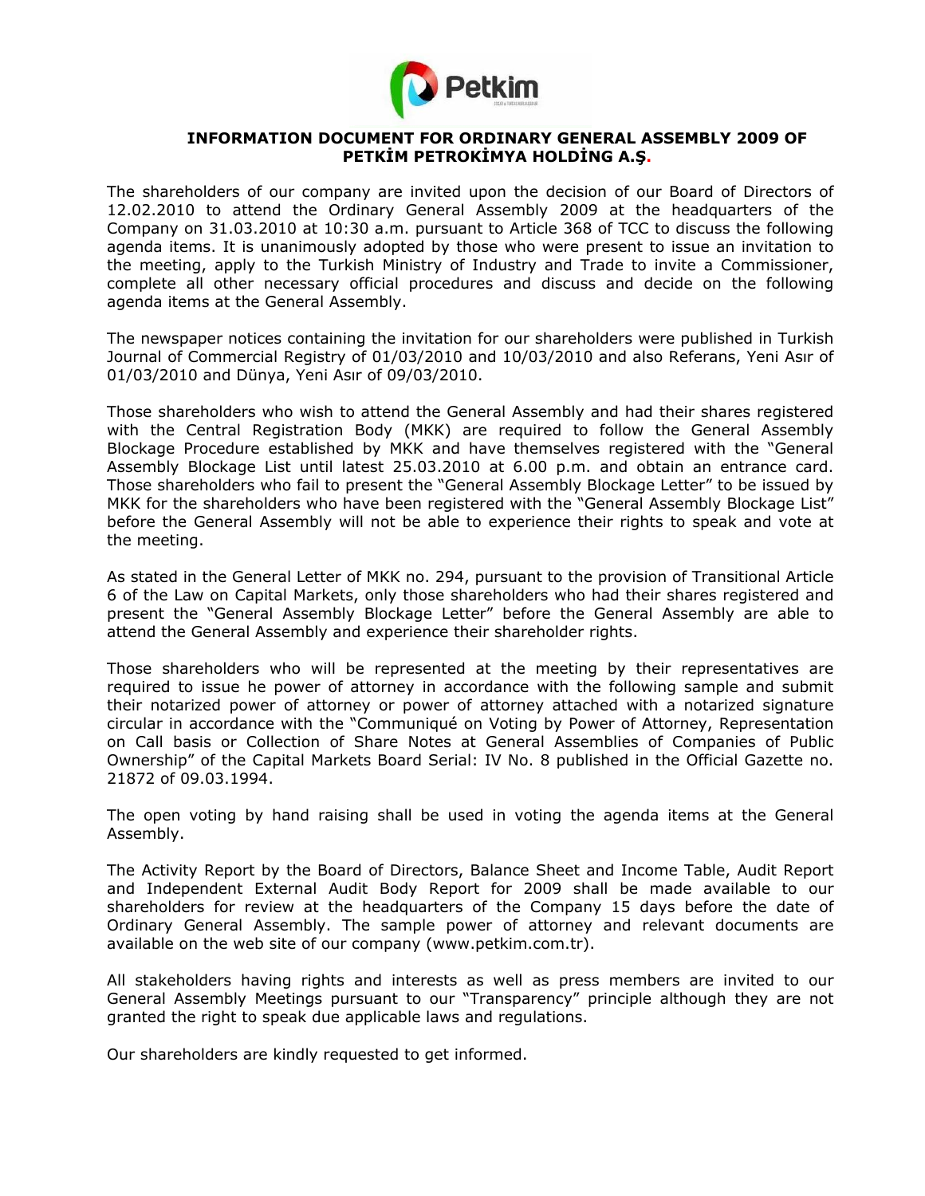# INFORMATION DOCUMENT FOR ORDINARY GENERAL ASSEMBLY 2009 OF PETKİM PETROKİMYA HOLDİNG A.Ş.

The shareholders of our company are invited upon the decision of our Board of Directors of 12.02.2010 to attend the Ordinary General Assembly 2009 at the headquarters of the Company on 31.03.2010 at 10:30 a.m. pursuant to Article 368 of TCC to discuss the following agenda items. It is unanimously adopted by those who were present to issue an invitation to the meeting, apply to the Turkish Ministry of Industry and Trade to invite a Commissioner, complete all other necessary official procedures and discuss and decide on the following agenda items at the General Assembly.

The newspaper notices containing the invitation for our shareholders were published in Turkish Journal of Commercial Registry of 01/03/2010 and 10/03/2010 and also Referans, Yeni Asır of 01/03/2010 and Dünya, Yeni Asır of 09/03/2010.

Those shareholders who wish to attend the General Assembly and had their shares registered with the Central Registration Body (MKK) are required to follow the General Assembly Blockage Procedure established by MKK and have themselves registered with the "General Assembly Blockage List until latest 25.03.2010 at 6.00 p.m. and obtain an entrance card. Those shareholders who fail to present the "General Assembly Blockage Letter" to be issued by MKK for the shareholders who have been registered with the "General Assembly Blockage List" before the General Assembly will not be able to experience their rights to speak and vote at the meeting.

As stated in the General Letter of MKK no. 294, pursuant to the provision of Transitional Article 6 of the Law on Capital Markets, only those shareholders who had their shares registered and present the "General Assembly Blockage Letter" before the General Assembly are able to attend the General Assembly and experience their shareholder rights.

Those shareholders who will be represented at the meeting by their representatives are required to issue he power of attorney in accordance with the following sample and submit their notarized power of attorney or power of attorney attached with a notarized signature circular in accordance with the "Communiqué on Voting by Power of Attorney, Representation on Call basis or Collection of Share Notes at General Assemblies of Companies of Public Ownership" of the Capital Markets Board Serial: IV No. 8 published in the Official Gazette no. 21872 of 09.03.1994.

The open voting by hand raising shall be used in voting the agenda items at the General Assembly.

The Activity Report by the Board of Directors, Balance Sheet and Income Table, Audit Report and Independent External Audit Body Report for 2009 shall be made available to our shareholders for review at the headquarters of the Company 15 days before the date of Ordinary General Assembly. The sample power of attorney and relevant documents are available on the web site of our company (www.petkim.com.tr).

All stakeholders having rights and interests as well as press members are invited to our General Assembly Meetings pursuant to our "Transparency" principle although they are not granted the right to speak due applicable laws and regulations.

Our shareholders are kindly requested to get informed.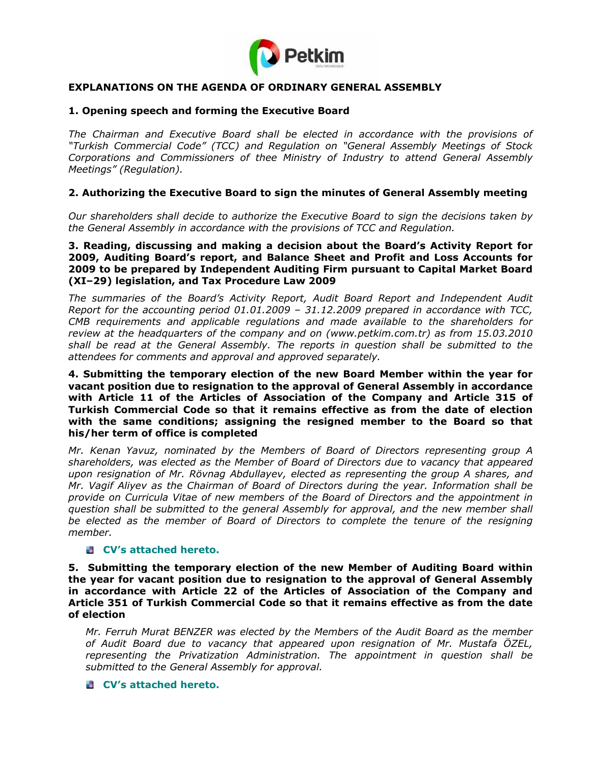## EXPLANATIONS ON THE AGENDA OF ORDINARY GENERAL ASSEMBLY

### 1. Opening speech and forming the Executive Board

*The Chairman and Executive Board shall be elected in accordance with the provisions of "Turkish Commercial Code" (TCC) and Regulation on "General Assembly Meetings of Stock Corporations and Commissioners of thee Ministry of Industry to attend General Assembly Meetings" (Regulation).*

### 2. Authorizing the Executive Board to sign the minutes of General Assembly meeting

*Our shareholders shall decide to authorize the Executive Board to sign the decisions taken by the General Assembly in accordance with the provisions of TCC and Regulation.*

### 3. Reading, discussing and making a decision about the Board's Activity Report for 2009, Auditing Board's report, and Balance Sheet and Profit and Loss Accounts for 2009 to be prepared by Independent Auditing Firm pursuant to Capital Market Board (XI–29) legislation, and Tax Procedure Law 2009

*The summaries of the Board's Activity Report, Audit Board Report and Independent Audit Report for the accounting period 01.01.2009 – 31.12.2009 prepared in accordance with TCC, CMB requirements and applicable regulations and made available to the shareholders for review at the headquarters of the company and on (www.petkim.com.tr) as from 15.03.2010 shall be read at the General Assembly. The reports in question shall be submitted to the attendees for comments and approval and approved separately.*

### 4. Submitting the temporary election of the new Board Member within the year for vacant position due to resignation to the approval of General Assembly in accordance with Article 11 of the Articles of Association of the Company and Article 315 of Turkish Commercial Code so that it remains effective as from the date of election with the same conditions; assigning the resigned member to the Board so that his/her term of office is completed

*Mr. Kenan Yavuz, nominated by the Members of Board of Directors representing group A shareholders, was elected as the Member of Board of Directors due to vacancy that appeared upon resignation of Mr. Rövnag Abdullayev, elected as representing the group A shares, and Mr. Vagif Aliyev as the Chairman of Board of Directors during the year. Information shall be provide on Curricula Vitae of new members of the Board of Directors and the appointment in question shall be submitted to the general Assembly for approval, and the new member shall be elected as the member of Board of Directors to complete the tenure of the resigning member.*

- **CV's attached hereto.**

### 5. Submitting the temporary election of the new Member of Auditing Board within the year for vacant position due to resignation to the approval of General Assembly in accordance with Article 22 of the Articles of Association of the Company and Article 351 of Turkish Commercial Code so that it remains effective as from the date of election

*Mr. Ferruh Murat BENZER was elected by the Members of the Audit Board as the member of Audit Board due to vacancy that appeared upon resignation of Mr. Mustafa ÖZEL, representing the Privatization Administration. The appointment in question shall be submitted to the General Assembly for approval.*

- **CV's attached hereto.**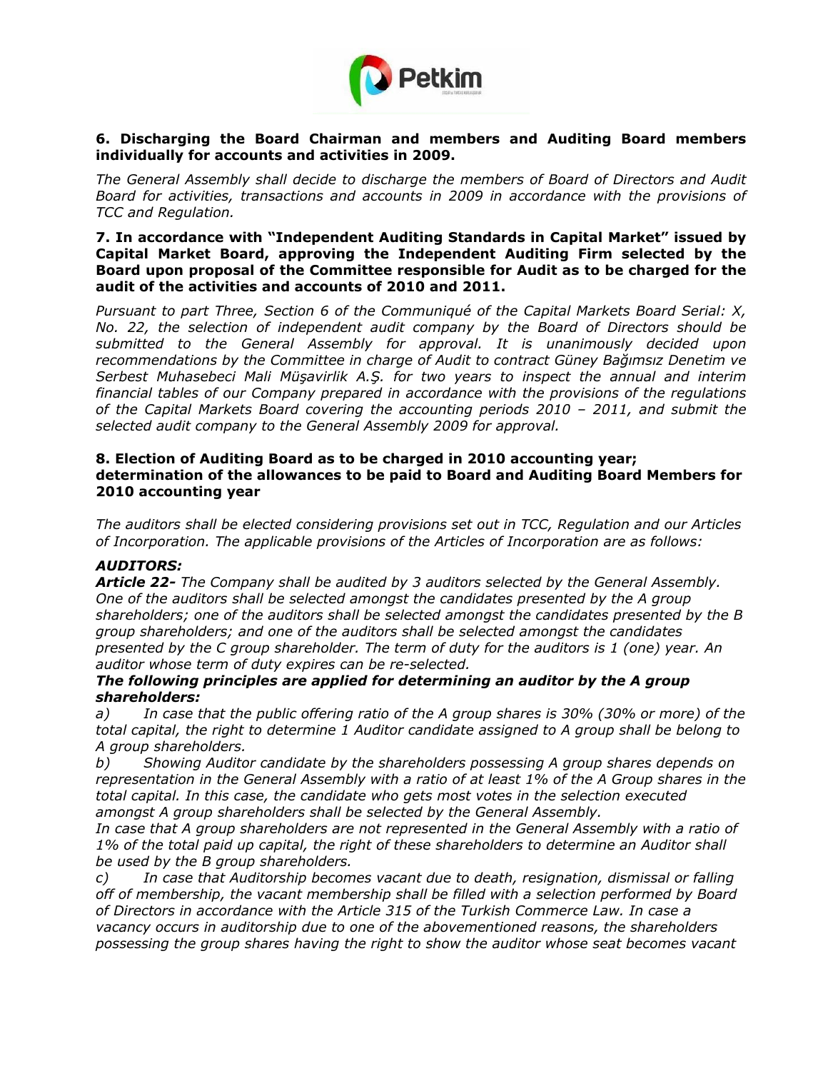**6. Discharging the Board Chairman and members and Auditing Board members individually for accounts and activities in 2009.**

*The General Assembly shall decide to discharge the members of Board of Directors and Audit Board for activities, transactions and accounts in 2009 in accordance with the provisions of TCC and Regulation.*

**7. In accordance with "Independent Auditing Standards in Capital Market" issued by Capital Market Board, approving the Independent Auditing Firm selected by the Board upon proposal of the Committee responsible for Audit as to be charged for the audit of the activities and accounts of 2010 and 2011.**

*Pursuant to part Three, Section 6 of the Communiqué of the Capital Markets Board Serial: X, No. 22, the selection of independent audit company by the Board of Directors should be submitted to the General Assembly for approval. It is unanimously decided upon recommendations by the Committee in charge of Audit to contract Güney Bağımsız Denetim ve Serbest Muhasebeci Mali Müşavirlik A.Ş. for two years to inspect the annual and interim financial tables of our Company prepared in accordance with the provisions of the regulations of the Capital Markets Board covering the accounting periods 2010 – 2011, and submit the selected audit company to the General Assembly 2009 for approval.*

**8. Election of Auditing Board as to be charged in 2010 accounting year; determination of the allowances to be paid to Board and Auditing Board Members for 2010 accounting year**

*The auditors shall be elected considering provisions set out in TCC, Regulation and our Articles of Incorporation. The applicable provisions of the Articles of Incorporation are as follows:*

***AUDITORS:***

***Article 22-*** *The Company shall be audited by 3 auditors selected by the General Assembly. One of the auditors shall be selected amongst the candidates presented by the A group shareholders; one of the auditors shall be selected amongst the candidates presented by the B group shareholders; and one of the auditors shall be selected amongst the candidates presented by the C group shareholder. The term of duty for the auditors is 1 (one) year. An auditor whose term of duty expires can be re-selected.*

***The following principles are applied for determining an auditor by the A group shareholders:***

*a) In case that the public offering ratio of the A group shares is 30% (30% or more) of the total capital, the right to determine 1 Auditor candidate assigned to A group shall be belong to A group shareholders.*

*b) Showing Auditor candidate by the shareholders possessing A group shares depends on representation in the General Assembly with a ratio of at least 1% of the A Group shares in the total capital. In this case, the candidate who gets most votes in the selection executed amongst A group shareholders shall be selected by the General Assembly.*

*In case that A group shareholders are not represented in the General Assembly with a ratio of 1% of the total paid up capital, the right of these shareholders to determine an Auditor shall be used by the B group shareholders.*

*c) In case that Auditorship becomes vacant due to death, resignation, dismissal or falling off of membership, the vacant membership shall be filled with a selection performed by Board of Directors in accordance with the Article 315 of the Turkish Commerce Law. In case a vacancy occurs in auditorship due to one of the abovementioned reasons, the shareholders possessing the group shares having the right to show the auditor whose seat becomes vacant*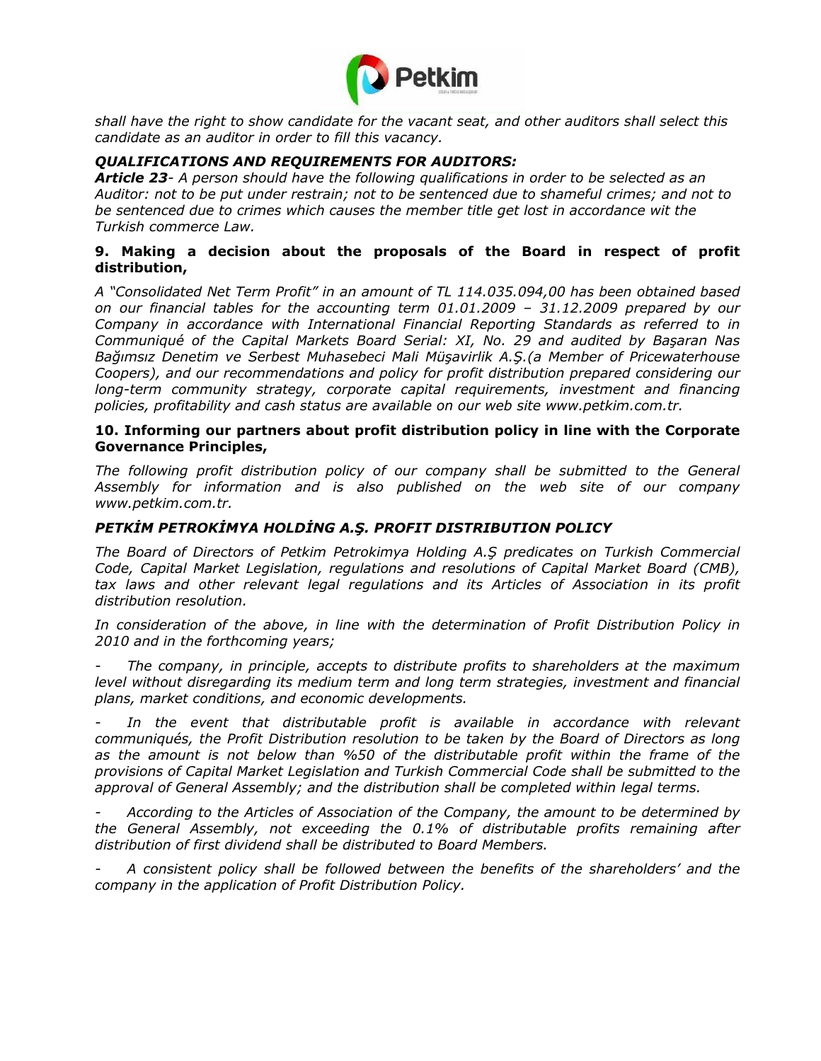*shall have the right to show candidate for the vacant seat, and other auditors shall select this candidate as an auditor in order to fill this vacancy.*

***QUALIFICATIONS AND REQUIREMENTS FOR AUDITORS:***

***Article 23****- A person should have the following qualifications in order to be selected as an Auditor: not to be put under restrain; not to be sentenced due to shameful crimes; and not to be sentenced due to crimes which causes the member title get lost in accordance wit the Turkish commerce Law.*

**9. Making a decision about the proposals of the Board in respect of profit distribution,**

*A "Consolidated Net Term Profit" in an amount of TL 114.035.094,00 has been obtained based on our financial tables for the accounting term 01.01.2009 – 31.12.2009 prepared by our Company in accordance with International Financial Reporting Standards as referred to in Communiqué of the Capital Markets Board Serial: XI, No. 29 and audited by Başaran Nas Bağımsız Denetim ve Serbest Muhasebeci Mali Müşavirlik A.Ş.(a Member of Pricewaterhouse Coopers), and our recommendations and policy for profit distribution prepared considering our long-term community strategy, corporate capital requirements, investment and financing policies, profitability and cash status are available on our web site www.petkim.com.tr.*

**10. Informing our partners about profit distribution policy in line with the Corporate Governance Principles,**

*The following profit distribution policy of our company shall be submitted to the General Assembly for information and is also published on the web site of our company www.petkim.com.tr.*

***PETKİM PETROKİMYA HOLDİNG A.Ş. PROFIT DISTRIBUTION POLICY***

*The Board of Directors of Petkim Petrokimya Holding A.Ş predicates on Turkish Commercial Code, Capital Market Legislation, regulations and resolutions of Capital Market Board (CMB), tax laws and other relevant legal regulations and its Articles of Association in its profit distribution resolution.*

*In consideration of the above, in line with the determination of Profit Distribution Policy in 2010 and in the forthcoming years;*

- *The company, in principle, accepts to distribute profits to shareholders at the maximum level without disregarding its medium term and long term strategies, investment and financial plans, market conditions, and economic developments.*
- *In the event that distributable profit is available in accordance with relevant communiqués, the Profit Distribution resolution to be taken by the Board of Directors as long as the amount is not below than %50 of the distributable profit within the frame of the provisions of Capital Market Legislation and Turkish Commercial Code shall be submitted to the approval of General Assembly; and the distribution shall be completed within legal terms.*
- *According to the Articles of Association of the Company, the amount to be determined by the General Assembly, not exceeding the 0.1% of distributable profits remaining after distribution of first dividend shall be distributed to Board Members.*
- *A consistent policy shall be followed between the benefits of the shareholders' and the company in the application of Profit Distribution Policy.*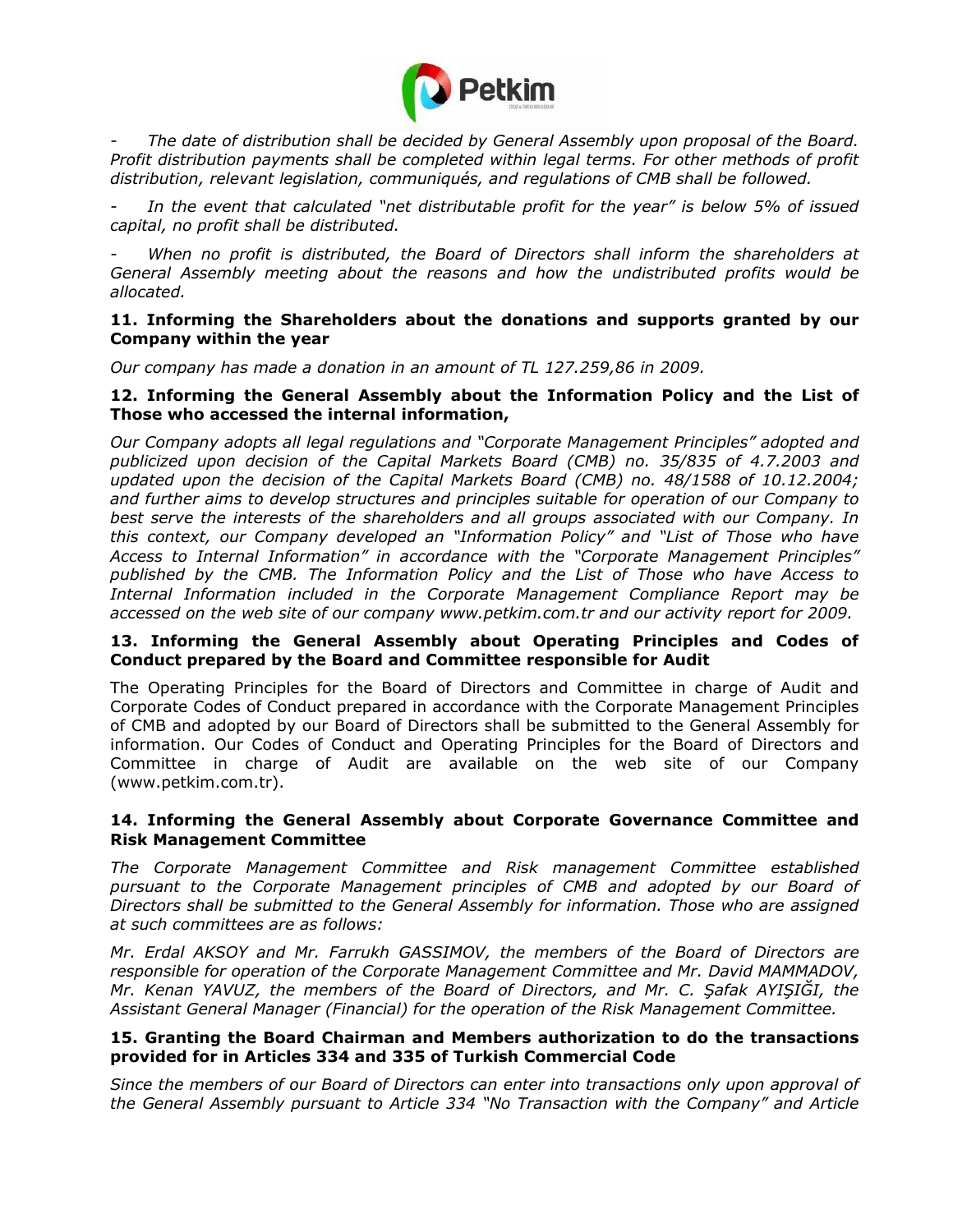*- The date of distribution shall be decided by General Assembly upon proposal of the Board. Profit distribution payments shall be completed within legal terms. For other methods of profit distribution, relevant legislation, communiqués, and regulations of CMB shall be followed.*

*- In the event that calculated "net distributable profit for the year" is below 5% of issued capital, no profit shall be distributed.*

*- When no profit is distributed, the Board of Directors shall inform the shareholders at General Assembly meeting about the reasons and how the undistributed profits would be allocated.*

**11. Informing the Shareholders about the donations and supports granted by our Company within the year**

*Our company has made a donation in an amount of TL 127.259,86 in 2009.*

**12. Informing the General Assembly about the Information Policy and the List of Those who accessed the internal information,**

*Our Company adopts all legal regulations and "Corporate Management Principles" adopted and publicized upon decision of the Capital Markets Board (CMB) no. 35/835 of 4.7.2003 and updated upon the decision of the Capital Markets Board (CMB) no. 48/1588 of 10.12.2004; and further aims to develop structures and principles suitable for operation of our Company to best serve the interests of the shareholders and all groups associated with our Company. In this context, our Company developed an "Information Policy" and "List of Those who have Access to Internal Information" in accordance with the "Corporate Management Principles" published by the CMB. The Information Policy and the List of Those who have Access to Internal Information included in the Corporate Management Compliance Report may be accessed on the web site of our company www.petkim.com.tr and our activity report for 2009.*

**13. Informing the General Assembly about Operating Principles and Codes of Conduct prepared by the Board and Committee responsible for Audit**

The Operating Principles for the Board of Directors and Committee in charge of Audit and Corporate Codes of Conduct prepared in accordance with the Corporate Management Principles of CMB and adopted by our Board of Directors shall be submitted to the General Assembly for information. Our Codes of Conduct and Operating Principles for the Board of Directors and Committee in charge of Audit are available on the web site of our Company (www.petkim.com.tr).

**14. Informing the General Assembly about Corporate Governance Committee and Risk Management Committee**

*The Corporate Management Committee and Risk management Committee established pursuant to the Corporate Management principles of CMB and adopted by our Board of Directors shall be submitted to the General Assembly for information. Those who are assigned at such committees are as follows:*

*Mr. Erdal AKSOY and Mr. Farrukh GASSIMOV, the members of the Board of Directors are responsible for operation of the Corporate Management Committee and Mr. David MAMMADOV, Mr. Kenan YAVUZ, the members of the Board of Directors, and Mr. C. Şafak AYIŞIĞI, the Assistant General Manager (Financial) for the operation of the Risk Management Committee.*

**15. Granting the Board Chairman and Members authorization to do the transactions provided for in Articles 334 and 335 of Turkish Commercial Code**

*Since the members of our Board of Directors can enter into transactions only upon approval of the General Assembly pursuant to Article 334 "No Transaction with the Company" and Article*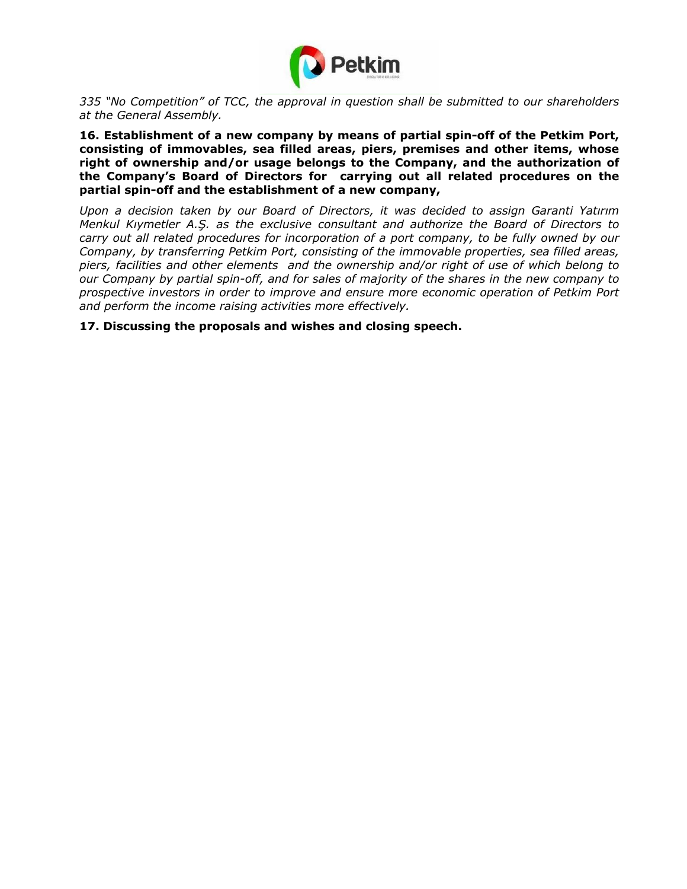*335 "No Competition" of TCC, the approval in question shall be submitted to our shareholders at the General Assembly.*

**16. Establishment of a new company by means of partial spin-off of the Petkim Port, consisting of immovables, sea filled areas, piers, premises and other items, whose right of ownership and/or usage belongs to the Company, and the authorization of the Company's Board of Directors for carrying out all related procedures on the partial spin-off and the establishment of a new company,**

*Upon a decision taken by our Board of Directors, it was decided to assign Garanti Yatırım Menkul Kıymetler A.Ş. as the exclusive consultant and authorize the Board of Directors to carry out all related procedures for incorporation of a port company, to be fully owned by our Company, by transferring Petkim Port, consisting of the immovable properties, sea filled areas, piers, facilities and other elements and the ownership and/or right of use of which belong to our Company by partial spin-off, and for sales of majority of the shares in the new company to prospective investors in order to improve and ensure more economic operation of Petkim Port and perform the income raising activities more effectively.*

**17. Discussing the proposals and wishes and closing speech.**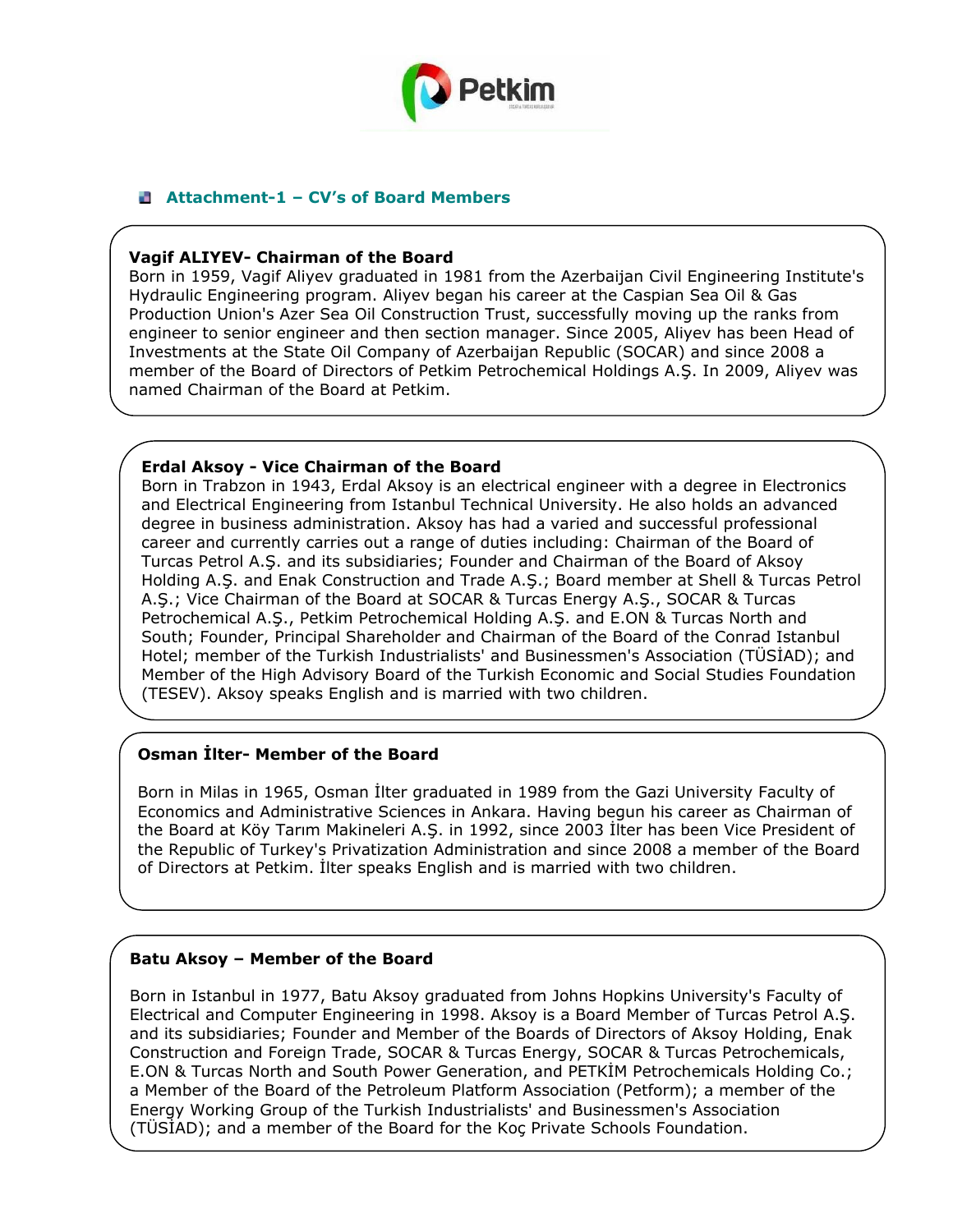## Attachment-1 – CV's of Board Members

**Vagif ALIYEV- Chairman of the Board**

Born in 1959, Vagif Aliyev graduated in 1981 from the Azerbaijan Civil Engineering Institute's Hydraulic Engineering program. Aliyev began his career at the Caspian Sea Oil & Gas Production Union's Azer Sea Oil Construction Trust, successfully moving up the ranks from engineer to senior engineer and then section manager. Since 2005, Aliyev has been Head of Investments at the State Oil Company of Azerbaijan Republic (SOCAR) and since 2008 a member of the Board of Directors of Petkim Petrochemical Holdings A.Ş. In 2009, Aliyev was named Chairman of the Board at Petkim.

**Erdal Aksoy - Vice Chairman of the Board**

Born in Trabzon in 1943, Erdal Aksoy is an electrical engineer with a degree in Electronics and Electrical Engineering from Istanbul Technical University. He also holds an advanced degree in business administration. Aksoy has had a varied and successful professional career and currently carries out a range of duties including: Chairman of the Board of Turcas Petrol A.Ş. and its subsidiaries; Founder and Chairman of the Board of Aksoy Holding A.Ş. and Enak Construction and Trade A.Ş.; Board member at Shell & Turcas Petrol A.Ş.; Vice Chairman of the Board at SOCAR & Turcas Energy A.Ş., SOCAR & Turcas Petrochemical A.Ş., Petkim Petrochemical Holding A.Ş. and E.ON & Turcas North and South; Founder, Principal Shareholder and Chairman of the Board of the Conrad Istanbul Hotel; member of the Turkish Industrialists' and Businessmen's Association (TÜSİAD); and Member of the High Advisory Board of the Turkish Economic and Social Studies Foundation (TESEV). Aksoy speaks English and is married with two children.

**Osman İlter- Member of the Board**

Born in Milas in 1965, Osman İlter graduated in 1989 from the Gazi University Faculty of Economics and Administrative Sciences in Ankara. Having begun his career as Chairman of the Board at Köy Tarım Makineleri A.Ş. in 1992, since 2003 İlter has been Vice President of the Republic of Turkey's Privatization Administration and since 2008 a member of the Board of Directors at Petkim. İlter speaks English and is married with two children.

**Batu Aksoy – Member of the Board**

Born in Istanbul in 1977, Batu Aksoy graduated from Johns Hopkins University's Faculty of Electrical and Computer Engineering in 1998. Aksoy is a Board Member of Turcas Petrol A.Ş. and its subsidiaries; Founder and Member of the Boards of Directors of Aksoy Holding, Enak Construction and Foreign Trade, SOCAR & Turcas Energy, SOCAR & Turcas Petrochemicals, E.ON & Turcas North and South Power Generation, and PETKİM Petrochemicals Holding Co.; a Member of the Board of the Petroleum Platform Association (Petform); a member of the Energy Working Group of the Turkish Industrialists' and Businessmen's Association (TÜSİAD); and a member of the Board for the Koç Private Schools Foundation.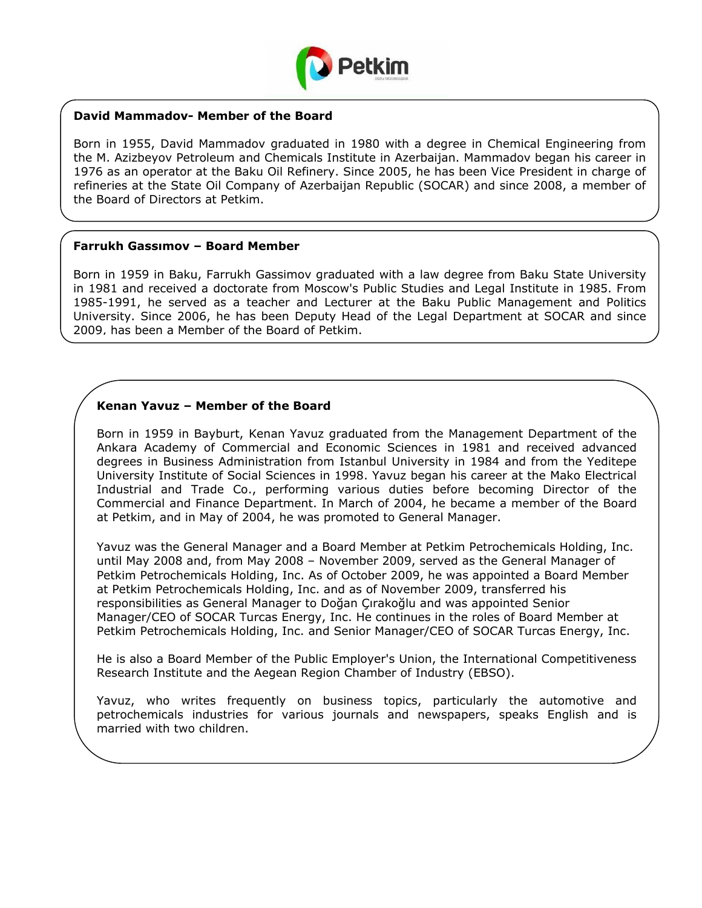**David Mammadov- Member of the Board**

Born in 1955, David Mammadov graduated in 1980 with a degree in Chemical Engineering from the M. Azizbeyov Petroleum and Chemicals Institute in Azerbaijan. Mammadov began his career in 1976 as an operator at the Baku Oil Refinery. Since 2005, he has been Vice President in charge of refineries at the State Oil Company of Azerbaijan Republic (SOCAR) and since 2008, a member of the Board of Directors at Petkim.

**Farrukh Gassımov – Board Member**

Born in 1959 in Baku, Farrukh Gassimov graduated with a law degree from Baku State University in 1981 and received a doctorate from Moscow's Public Studies and Legal Institute in 1985. From 1985-1991, he served as a teacher and Lecturer at the Baku Public Management and Politics University. Since 2006, he has been Deputy Head of the Legal Department at SOCAR and since 2009, has been a Member of the Board of Petkim.

**Kenan Yavuz – Member of the Board**

Born in 1959 in Bayburt, Kenan Yavuz graduated from the Management Department of the Ankara Academy of Commercial and Economic Sciences in 1981 and received advanced degrees in Business Administration from Istanbul University in 1984 and from the Yeditepe University Institute of Social Sciences in 1998. Yavuz began his career at the Mako Electrical Industrial and Trade Co., performing various duties before becoming Director of the Commercial and Finance Department. In March of 2004, he became a member of the Board at Petkim, and in May of 2004, he was promoted to General Manager.

Yavuz was the General Manager and a Board Member at Petkim Petrochemicals Holding, Inc. until May 2008 and, from May 2008 – November 2009, served as the General Manager of Petkim Petrochemicals Holding, Inc. As of October 2009, he was appointed a Board Member at Petkim Petrochemicals Holding, Inc. and as of November 2009, transferred his responsibilities as General Manager to Doğan Çırakoğlu and was appointed Senior Manager/CEO of SOCAR Turcas Energy, Inc. He continues in the roles of Board Member at Petkim Petrochemicals Holding, Inc. and Senior Manager/CEO of SOCAR Turcas Energy, Inc.

He is also a Board Member of the Public Employer's Union, the International Competitiveness Research Institute and the Aegean Region Chamber of Industry (EBSO).

Yavuz, who writes frequently on business topics, particularly the automotive and petrochemicals industries for various journals and newspapers, speaks English and is married with two children.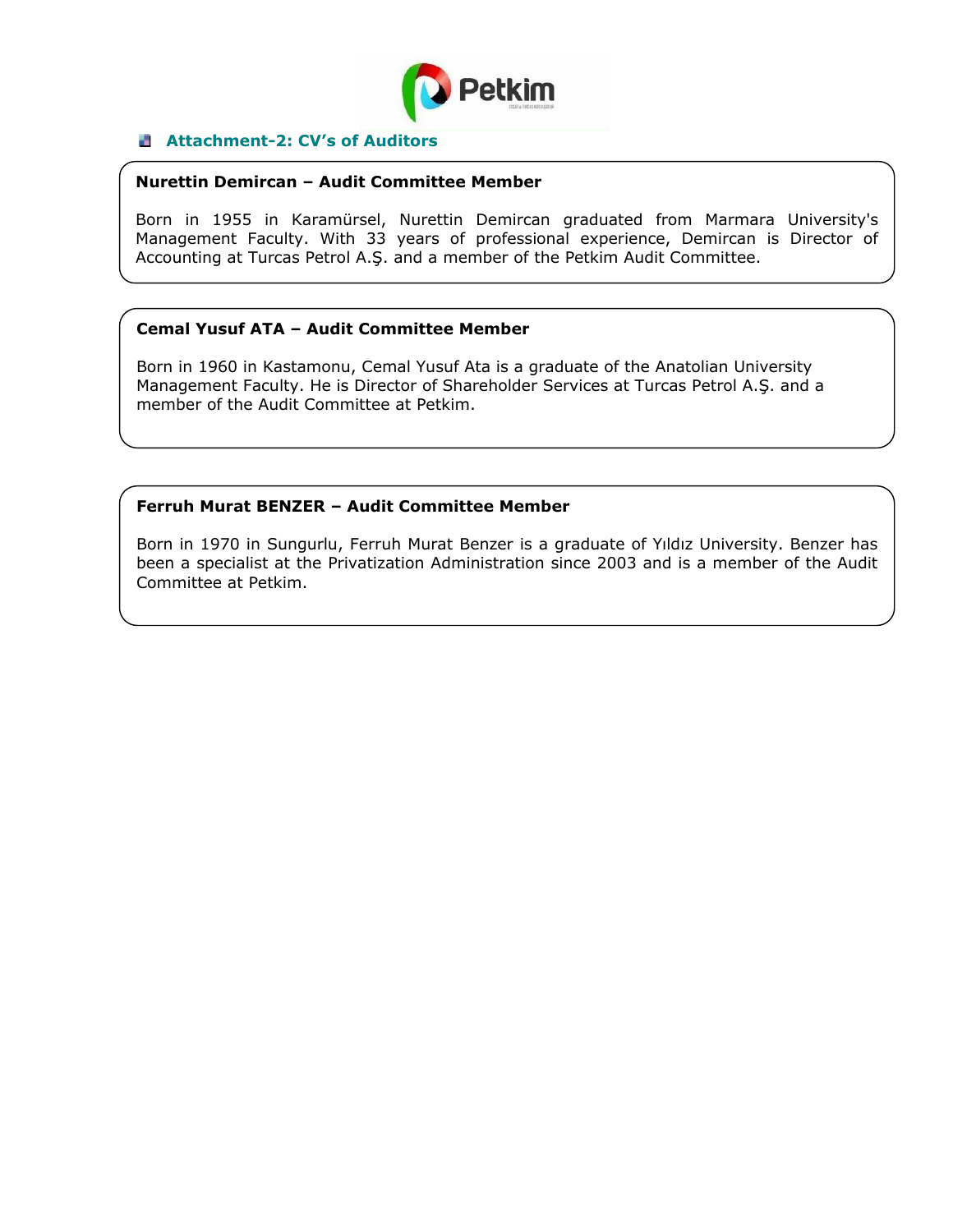## Attachment-2: CV's of Auditors

**Nurettin Demircan – Audit Committee Member**

Born in 1955 in Karamürsel, Nurettin Demircan graduated from Marmara University's Management Faculty. With 33 years of professional experience, Demircan is Director of Accounting at Turcas Petrol A.Ş. and a member of the Petkim Audit Committee.

**Cemal Yusuf ATA – Audit Committee Member**

Born in 1960 in Kastamonu, Cemal Yusuf Ata is a graduate of the Anatolian University Management Faculty. He is Director of Shareholder Services at Turcas Petrol A.Ş. and a member of the Audit Committee at Petkim.

**Ferruh Murat BENZER – Audit Committee Member**

Born in 1970 in Sungurlu, Ferruh Murat Benzer is a graduate of Yıldız University. Benzer has been a specialist at the Privatization Administration since 2003 and is a member of the Audit Committee at Petkim.